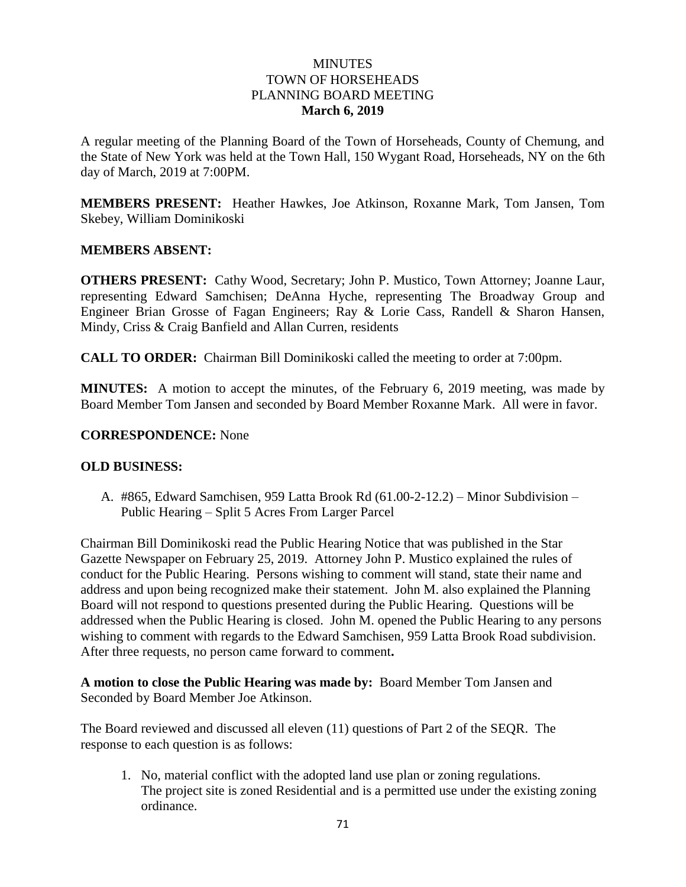# MINUTES
# TOWN OF HORSEHEADS
# PLANNING BOARD MEETING
# March 6, 2019

A regular meeting of the Planning Board of the Town of Horseheads, County of Chemung, and the State of New York was held at the Town Hall, 150 Wygant Road, Horseheads, NY on the 6th day of March, 2019 at 7:00PM.

**MEMBERS PRESENT:** Heather Hawkes, Joe Atkinson, Roxanne Mark, Tom Jansen, Tom Skebey, William Dominikoski

**MEMBERS ABSENT:**

**OTHERS PRESENT:** Cathy Wood, Secretary; John P. Mustico, Town Attorney; Joanne Laur, representing Edward Samchisen; DeAnna Hyche, representing The Broadway Group and Engineer Brian Grosse of Fagan Engineers; Ray & Lorie Cass, Randell & Sharon Hansen, Mindy, Criss & Craig Banfield and Allan Curren, residents

**CALL TO ORDER:** Chairman Bill Dominikoski called the meeting to order at 7:00pm.

**MINUTES:** A motion to accept the minutes, of the February 6, 2019 meeting, was made by Board Member Tom Jansen and seconded by Board Member Roxanne Mark. All were in favor.

**CORRESPONDENCE:** None

**OLD BUSINESS:**

A. #865, Edward Samchisen, 959 Latta Brook Rd (61.00-2-12.2) – Minor Subdivision – Public Hearing – Split 5 Acres From Larger Parcel

Chairman Bill Dominikoski read the Public Hearing Notice that was published in the Star Gazette Newspaper on February 25, 2019. Attorney John P. Mustico explained the rules of conduct for the Public Hearing. Persons wishing to comment will stand, state their name and address and upon being recognized make their statement. John M. also explained the Planning Board will not respond to questions presented during the Public Hearing. Questions will be addressed when the Public Hearing is closed. John M. opened the Public Hearing to any persons wishing to comment with regards to the Edward Samchisen, 959 Latta Brook Road subdivision. After three requests, no person came forward to comment**.**

**A motion to close the Public Hearing was made by:** Board Member Tom Jansen and Seconded by Board Member Joe Atkinson.

The Board reviewed and discussed all eleven (11) questions of Part 2 of the SEQR. The response to each question is as follows:

1. No, material conflict with the adopted land use plan or zoning regulations. The project site is zoned Residential and is a permitted use under the existing zoning ordinance.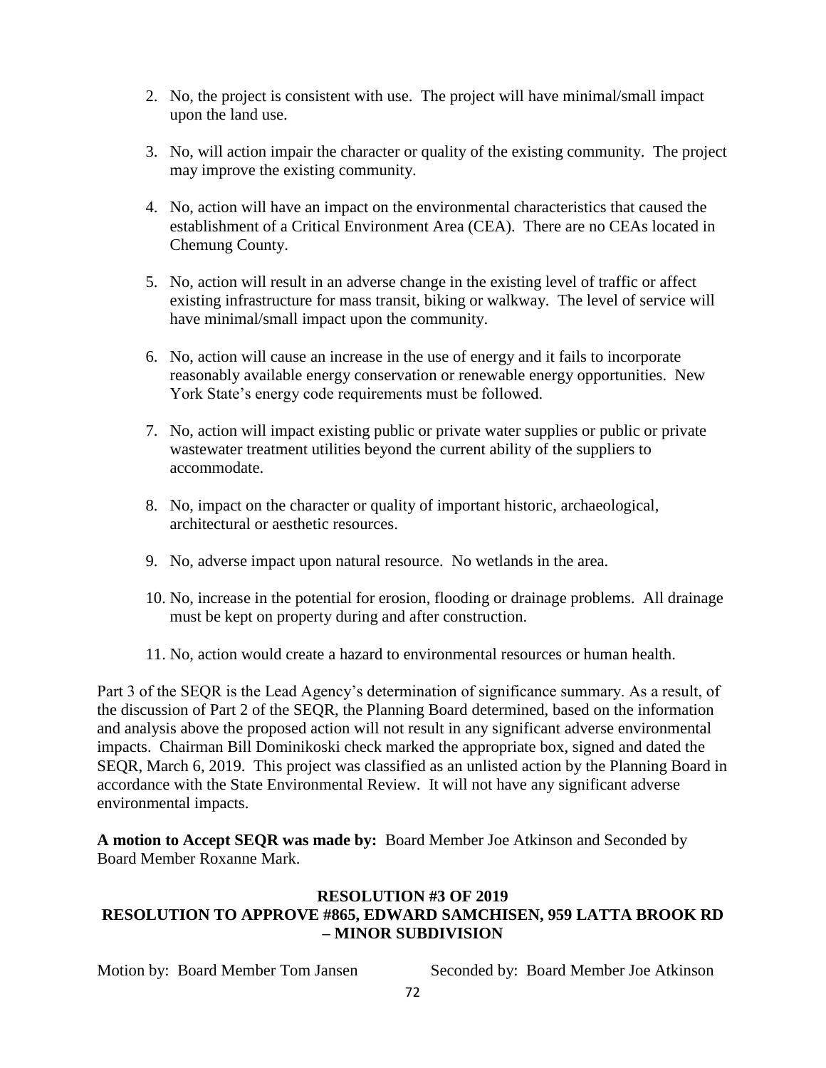2. No, the project is consistent with use. The project will have minimal/small impact upon the land use.

3. No, will action impair the character or quality of the existing community. The project may improve the existing community.

4. No, action will have an impact on the environmental characteristics that caused the establishment of a Critical Environment Area (CEA). There are no CEAs located in Chemung County.

5. No, action will result in an adverse change in the existing level of traffic or affect existing infrastructure for mass transit, biking or walkway. The level of service will have minimal/small impact upon the community.

6. No, action will cause an increase in the use of energy and it fails to incorporate reasonably available energy conservation or renewable energy opportunities. New York State's energy code requirements must be followed.

7. No, action will impact existing public or private water supplies or public or private wastewater treatment utilities beyond the current ability of the suppliers to accommodate.

8. No, impact on the character or quality of important historic, archaeological, architectural or aesthetic resources.

9. No, adverse impact upon natural resource. No wetlands in the area.

10. No, increase in the potential for erosion, flooding or drainage problems. All drainage must be kept on property during and after construction.

11. No, action would create a hazard to environmental resources or human health.

Part 3 of the SEQR is the Lead Agency's determination of significance summary. As a result, of the discussion of Part 2 of the SEQR, the Planning Board determined, based on the information and analysis above the proposed action will not result in any significant adverse environmental impacts. Chairman Bill Dominikoski check marked the appropriate box, signed and dated the SEQR, March 6, 2019. This project was classified as an unlisted action by the Planning Board in accordance with the State Environmental Review. It will not have any significant adverse environmental impacts.

**A motion to Accept SEQR was made by:** Board Member Joe Atkinson and Seconded by Board Member Roxanne Mark.

**RESOLUTION #3 OF 2019**
**RESOLUTION TO APPROVE #865, EDWARD SAMCHISEN, 959 LATTA BROOK RD – MINOR SUBDIVISION**

Motion by: Board Member Tom Jansen Seconded by: Board Member Joe Atkinson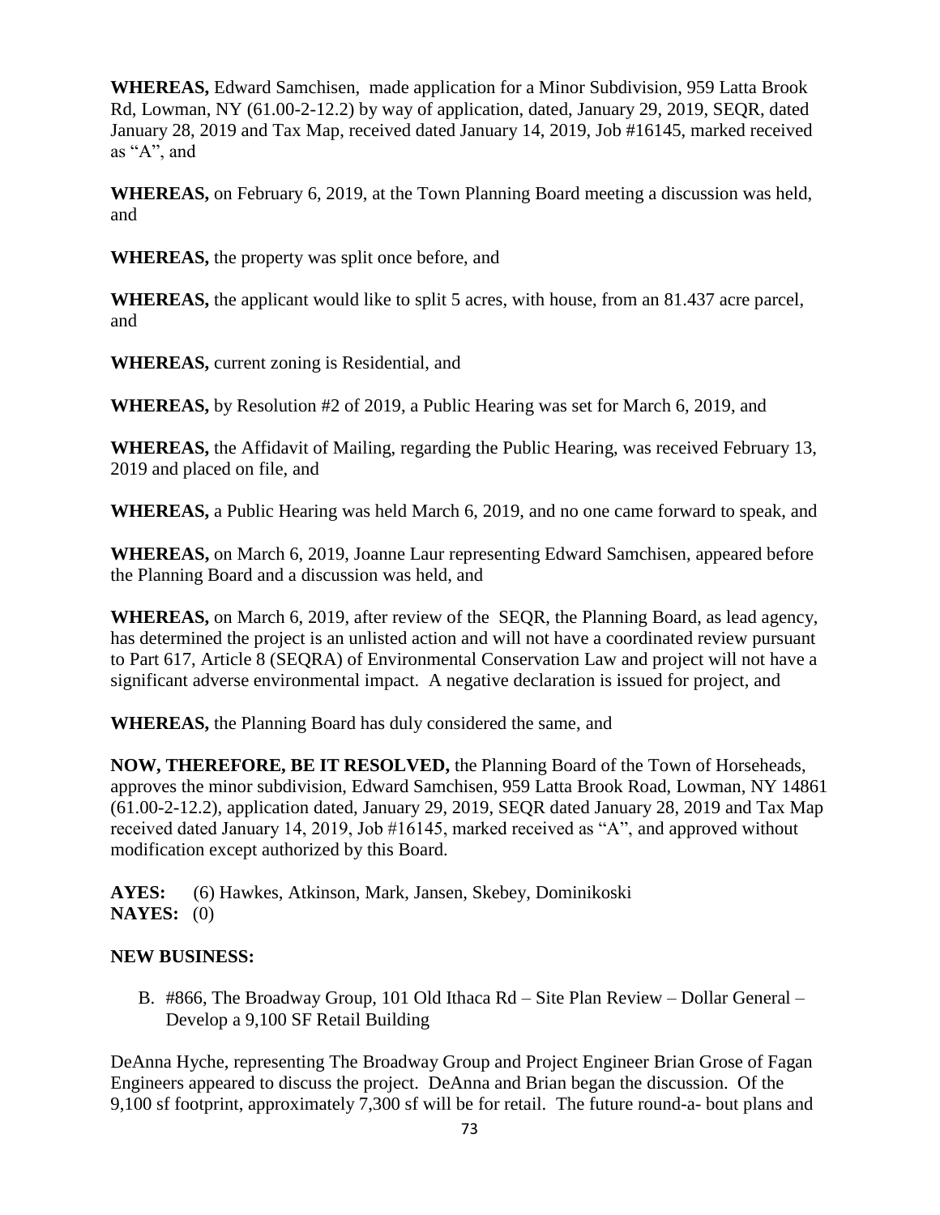**WHEREAS,** Edward Samchisen, made application for a Minor Subdivision, 959 Latta Brook Rd, Lowman, NY (61.00-2-12.2) by way of application, dated, January 29, 2019, SEQR, dated January 28, 2019 and Tax Map, received dated January 14, 2019, Job #16145, marked received as "A", and

**WHEREAS,** on February 6, 2019, at the Town Planning Board meeting a discussion was held, and

**WHEREAS,** the property was split once before, and

**WHEREAS,** the applicant would like to split 5 acres, with house, from an 81.437 acre parcel, and

**WHEREAS,** current zoning is Residential, and

**WHEREAS,** by Resolution #2 of 2019, a Public Hearing was set for March 6, 2019, and

**WHEREAS,** the Affidavit of Mailing, regarding the Public Hearing, was received February 13, 2019 and placed on file, and

**WHEREAS,** a Public Hearing was held March 6, 2019, and no one came forward to speak, and

**WHEREAS,** on March 6, 2019, Joanne Laur representing Edward Samchisen, appeared before the Planning Board and a discussion was held, and

**WHEREAS,** on March 6, 2019, after review of the SEQR, the Planning Board, as lead agency, has determined the project is an unlisted action and will not have a coordinated review pursuant to Part 617, Article 8 (SEQRA) of Environmental Conservation Law and project will not have a significant adverse environmental impact. A negative declaration is issued for project, and

**WHEREAS,** the Planning Board has duly considered the same, and

**NOW, THEREFORE, BE IT RESOLVED,** the Planning Board of the Town of Horseheads, approves the minor subdivision, Edward Samchisen, 959 Latta Brook Road, Lowman, NY 14861 (61.00-2-12.2), application dated, January 29, 2019, SEQR dated January 28, 2019 and Tax Map received dated January 14, 2019, Job #16145, marked received as "A", and approved without modification except authorized by this Board.

**AYES:** (6) Hawkes, Atkinson, Mark, Jansen, Skebey, Dominikoski
**NAYES:** (0)

**NEW BUSINESS:**

B. #866, The Broadway Group, 101 Old Ithaca Rd – Site Plan Review – Dollar General – Develop a 9,100 SF Retail Building

DeAnna Hyche, representing The Broadway Group and Project Engineer Brian Grose of Fagan Engineers appeared to discuss the project. DeAnna and Brian began the discussion. Of the 9,100 sf footprint, approximately 7,300 sf will be for retail. The future round-a- bout plans and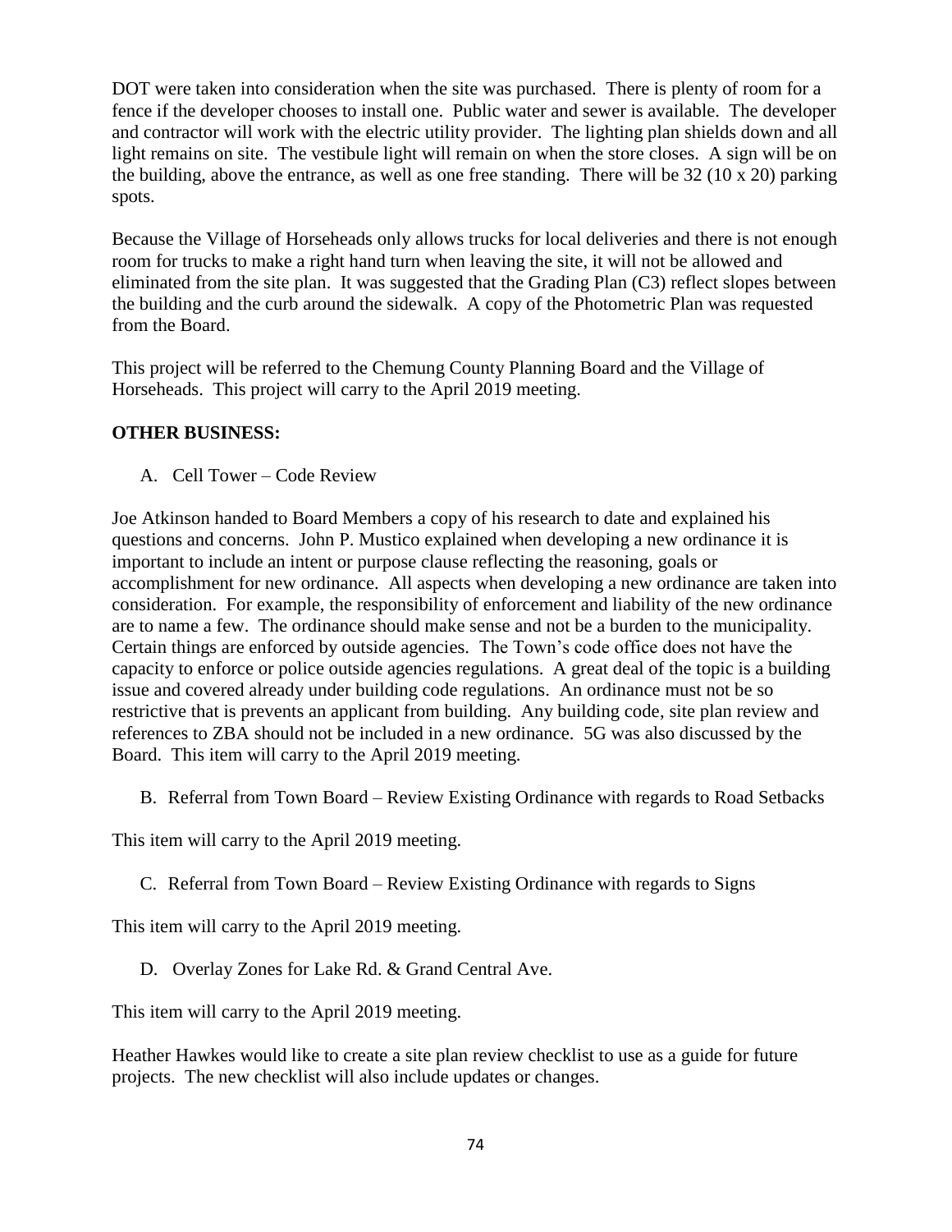DOT were taken into consideration when the site was purchased. There is plenty of room for a fence if the developer chooses to install one. Public water and sewer is available. The developer and contractor will work with the electric utility provider. The lighting plan shields down and all light remains on site. The vestibule light will remain on when the store closes. A sign will be on the building, above the entrance, as well as one free standing. There will be 32 (10 x 20) parking spots.

Because the Village of Horseheads only allows trucks for local deliveries and there is not enough room for trucks to make a right hand turn when leaving the site, it will not be allowed and eliminated from the site plan. It was suggested that the Grading Plan (C3) reflect slopes between the building and the curb around the sidewalk. A copy of the Photometric Plan was requested from the Board.

This project will be referred to the Chemung County Planning Board and the Village of Horseheads. This project will carry to the April 2019 meeting.

**OTHER BUSINESS:**

A. Cell Tower – Code Review

Joe Atkinson handed to Board Members a copy of his research to date and explained his questions and concerns. John P. Mustico explained when developing a new ordinance it is important to include an intent or purpose clause reflecting the reasoning, goals or accomplishment for new ordinance. All aspects when developing a new ordinance are taken into consideration. For example, the responsibility of enforcement and liability of the new ordinance are to name a few. The ordinance should make sense and not be a burden to the municipality. Certain things are enforced by outside agencies. The Town's code office does not have the capacity to enforce or police outside agencies regulations. A great deal of the topic is a building issue and covered already under building code regulations. An ordinance must not be so restrictive that is prevents an applicant from building. Any building code, site plan review and references to ZBA should not be included in a new ordinance. 5G was also discussed by the Board. This item will carry to the April 2019 meeting.

B. Referral from Town Board – Review Existing Ordinance with regards to Road Setbacks

This item will carry to the April 2019 meeting.

C. Referral from Town Board – Review Existing Ordinance with regards to Signs

This item will carry to the April 2019 meeting.

D. Overlay Zones for Lake Rd. & Grand Central Ave.

This item will carry to the April 2019 meeting.

Heather Hawkes would like to create a site plan review checklist to use as a guide for future projects. The new checklist will also include updates or changes.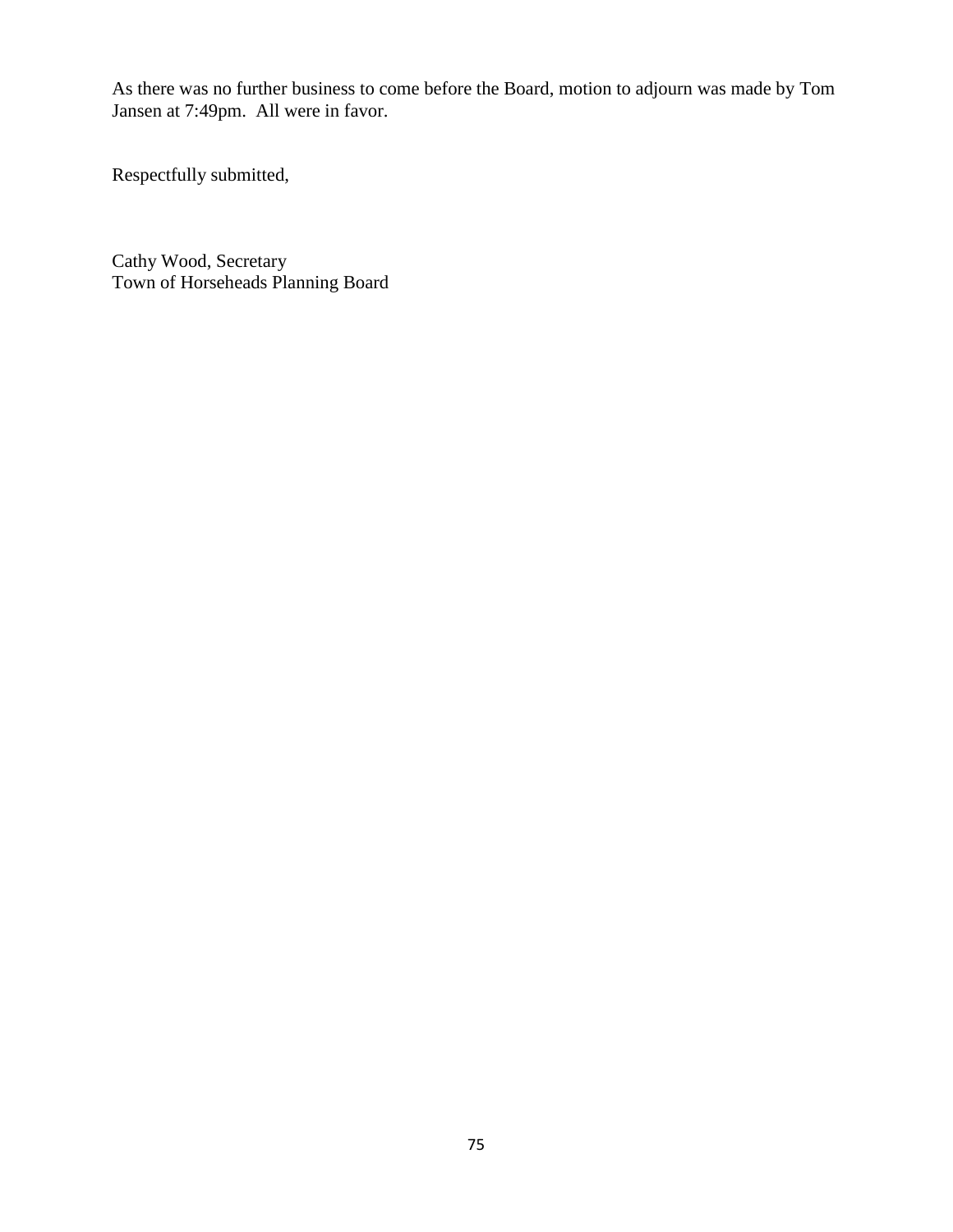As there was no further business to come before the Board, motion to adjourn was made by Tom Jansen at 7:49pm. All were in favor.

Respectfully submitted,

Cathy Wood, Secretary
Town of Horseheads Planning Board